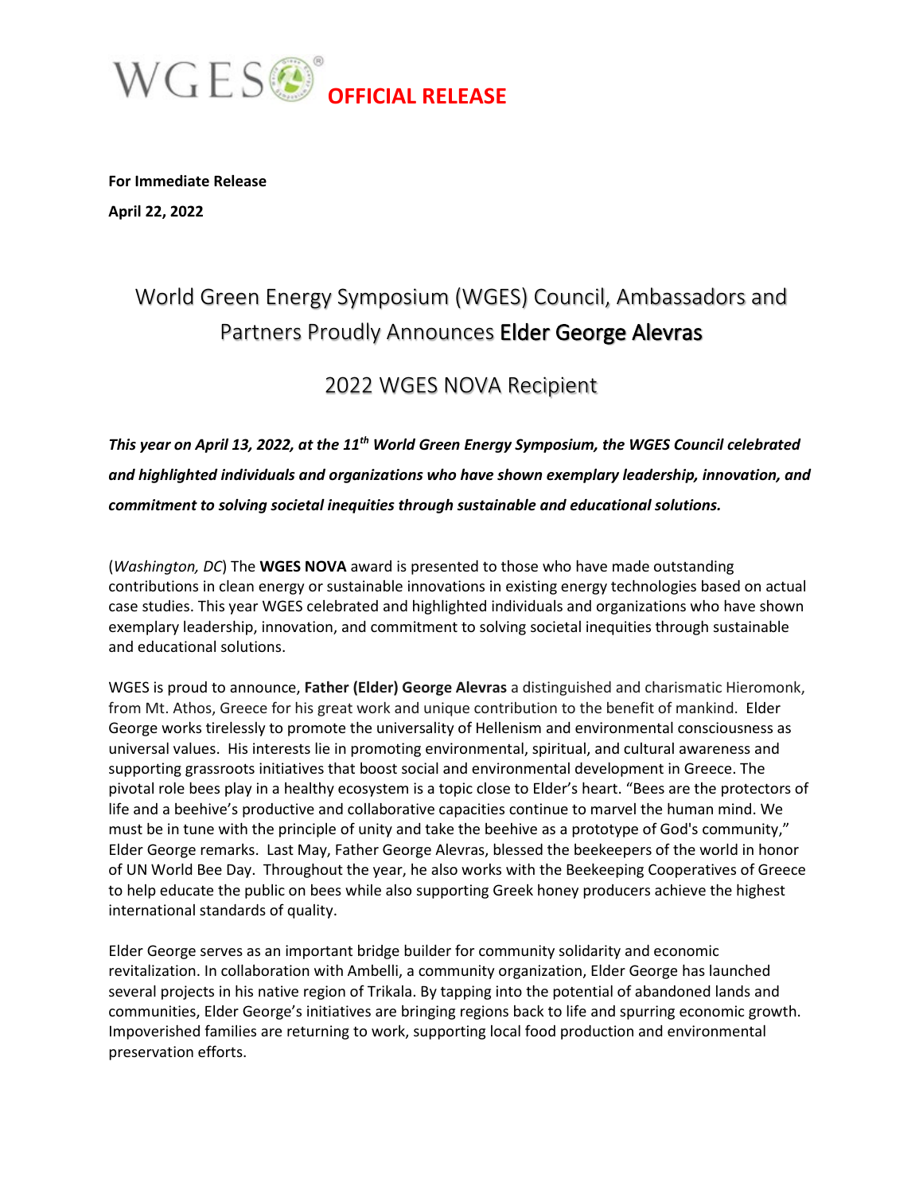WGES® **OFFICIAL RELEASE**

**For Immediate Release**

**April 22, 2022**

# World Green Energy Symposium (WGES) Council, Ambassadors and Partners Proudly Announces **Elder George Alevras**

## 2022 WGES NOVA Recipient

***This year on April 13, 2022, at the 11th World Green Energy Symposium, the WGES Council celebrated and highlighted individuals and organizations who have shown exemplary leadership, innovation, and commitment to solving societal inequities through sustainable and educational solutions.***

(*Washington, DC*) The **WGES NOVA** award is presented to those who have made outstanding contributions in clean energy or sustainable innovations in existing energy technologies based on actual case studies. This year WGES celebrated and highlighted individuals and organizations who have shown exemplary leadership, innovation, and commitment to solving societal inequities through sustainable and educational solutions.

WGES is proud to announce, **Father (Elder) George Alevras** a distinguished and charismatic Hieromonk, from Mt. Athos, Greece for his great work and unique contribution to the benefit of mankind. Elder George works tirelessly to promote the universality of Hellenism and environmental consciousness as universal values. His interests lie in promoting environmental, spiritual, and cultural awareness and supporting grassroots initiatives that boost social and environmental development in Greece. The pivotal role bees play in a healthy ecosystem is a topic close to Elder's heart. "Bees are the protectors of life and a beehive's productive and collaborative capacities continue to marvel the human mind. We must be in tune with the principle of unity and take the beehive as a prototype of God's community," Elder George remarks. Last May, Father George Alevras, blessed the beekeepers of the world in honor of UN World Bee Day. Throughout the year, he also works with the Beekeeping Cooperatives of Greece to help educate the public on bees while also supporting Greek honey producers achieve the highest international standards of quality.

Elder George serves as an important bridge builder for community solidarity and economic revitalization. In collaboration with Ambelli, a community organization, Elder George has launched several projects in his native region of Trikala. By tapping into the potential of abandoned lands and communities, Elder George's initiatives are bringing regions back to life and spurring economic growth. Impoverished families are returning to work, supporting local food production and environmental preservation efforts.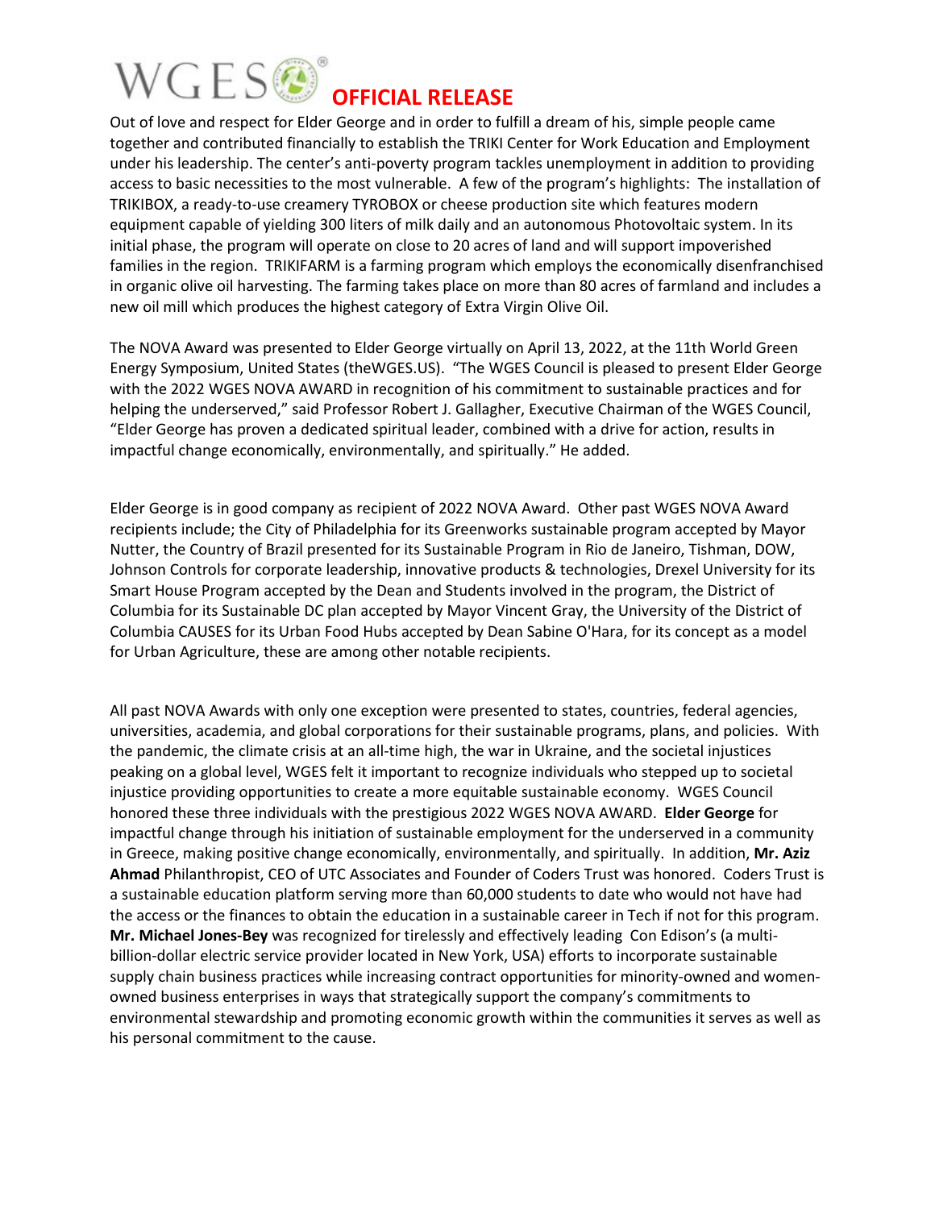# WGES OFFICIAL RELEASE

Out of love and respect for Elder George and in order to fulfill a dream of his, simple people came together and contributed financially to establish the TRIKI Center for Work Education and Employment under his leadership. The center's anti-poverty program tackles unemployment in addition to providing access to basic necessities to the most vulnerable. A few of the program's highlights: The installation of TRIKIBOX, a ready-to-use creamery TYROBOX or cheese production site which features modern equipment capable of yielding 300 liters of milk daily and an autonomous Photovoltaic system. In its initial phase, the program will operate on close to 20 acres of land and will support impoverished families in the region. TRIKIFARM is a farming program which employs the economically disenfranchised in organic olive oil harvesting. The farming takes place on more than 80 acres of farmland and includes a new oil mill which produces the highest category of Extra Virgin Olive Oil.

The NOVA Award was presented to Elder George virtually on April 13, 2022, at the 11th World Green Energy Symposium, United States (theWGES.US). "The WGES Council is pleased to present Elder George with the 2022 WGES NOVA AWARD in recognition of his commitment to sustainable practices and for helping the underserved," said Professor Robert J. Gallagher, Executive Chairman of the WGES Council, "Elder George has proven a dedicated spiritual leader, combined with a drive for action, results in impactful change economically, environmentally, and spiritually." He added.

Elder George is in good company as recipient of 2022 NOVA Award. Other past WGES NOVA Award recipients include; the City of Philadelphia for its Greenworks sustainable program accepted by Mayor Nutter, the Country of Brazil presented for its Sustainable Program in Rio de Janeiro, Tishman, DOW, Johnson Controls for corporate leadership, innovative products & technologies, Drexel University for its Smart House Program accepted by the Dean and Students involved in the program, the District of Columbia for its Sustainable DC plan accepted by Mayor Vincent Gray, the University of the District of Columbia CAUSES for its Urban Food Hubs accepted by Dean Sabine O'Hara, for its concept as a model for Urban Agriculture, these are among other notable recipients.

All past NOVA Awards with only one exception were presented to states, countries, federal agencies, universities, academia, and global corporations for their sustainable programs, plans, and policies. With the pandemic, the climate crisis at an all-time high, the war in Ukraine, and the societal injustices peaking on a global level, WGES felt it important to recognize individuals who stepped up to societal injustice providing opportunities to create a more equitable sustainable economy. WGES Council honored these three individuals with the prestigious 2022 WGES NOVA AWARD. **Elder George** for impactful change through his initiation of sustainable employment for the underserved in a community in Greece, making positive change economically, environmentally, and spiritually. In addition, **Mr. Aziz Ahmad** Philanthropist, CEO of UTC Associates and Founder of Coders Trust was honored. Coders Trust is a sustainable education platform serving more than 60,000 students to date who would not have had the access or the finances to obtain the education in a sustainable career in Tech if not for this program. **Mr. Michael Jones-Bey** was recognized for tirelessly and effectively leading Con Edison's (a multi-billion-dollar electric service provider located in New York, USA) efforts to incorporate sustainable supply chain business practices while increasing contract opportunities for minority-owned and women-owned business enterprises in ways that strategically support the company's commitments to environmental stewardship and promoting economic growth within the communities it serves as well as his personal commitment to the cause.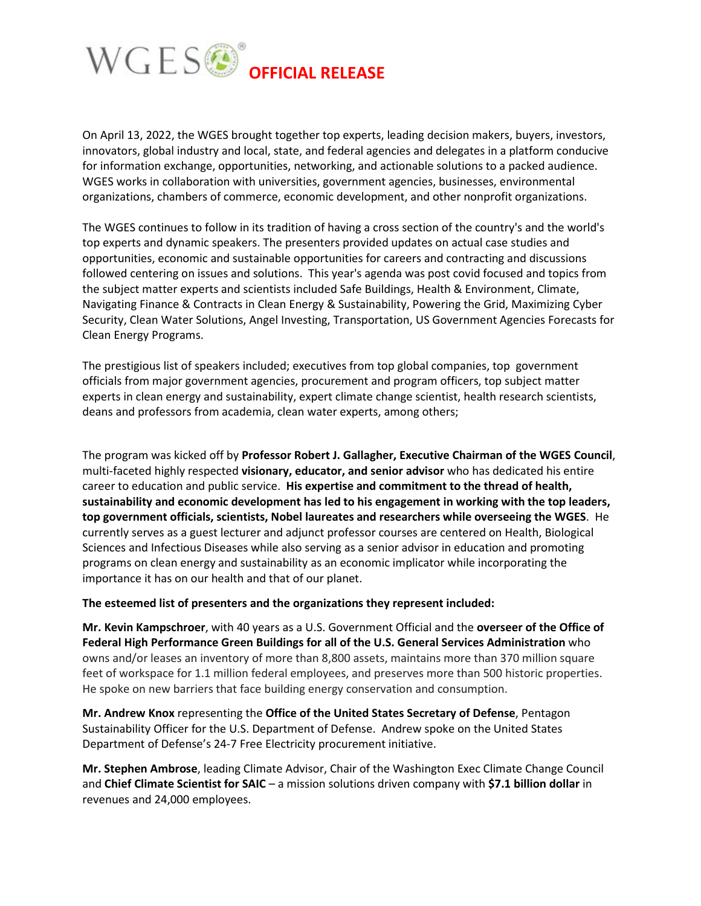# WGES OFFICIAL RELEASE

On April 13, 2022, the WGES brought together top experts, leading decision makers, buyers, investors, innovators, global industry and local, state, and federal agencies and delegates in a platform conducive for information exchange, opportunities, networking, and actionable solutions to a packed audience. WGES works in collaboration with universities, government agencies, businesses, environmental organizations, chambers of commerce, economic development, and other nonprofit organizations.

The WGES continues to follow in its tradition of having a cross section of the country's and the world's top experts and dynamic speakers. The presenters provided updates on actual case studies and opportunities, economic and sustainable opportunities for careers and contracting and discussions followed centering on issues and solutions. This year's agenda was post covid focused and topics from the subject matter experts and scientists included Safe Buildings, Health & Environment, Climate, Navigating Finance & Contracts in Clean Energy & Sustainability, Powering the Grid, Maximizing Cyber Security, Clean Water Solutions, Angel Investing, Transportation, US Government Agencies Forecasts for Clean Energy Programs.

The prestigious list of speakers included; executives from top global companies, top government officials from major government agencies, procurement and program officers, top subject matter experts in clean energy and sustainability, expert climate change scientist, health research scientists, deans and professors from academia, clean water experts, among others;

The program was kicked off by **Professor Robert J. Gallagher, Executive Chairman of the WGES Council**, multi-faceted highly respected **visionary, educator, and senior advisor** who has dedicated his entire career to education and public service. **His expertise and commitment to the thread of health, sustainability and economic development has led to his engagement in working with the top leaders, top government officials, scientists, Nobel laureates and researchers while overseeing the WGES**. He currently serves as a guest lecturer and adjunct professor courses are centered on Health, Biological Sciences and Infectious Diseases while also serving as a senior advisor in education and promoting programs on clean energy and sustainability as an economic implicator while incorporating the importance it has on our health and that of our planet.

**The esteemed list of presenters and the organizations they represent included:**

**Mr. Kevin Kampschroer**, with 40 years as a U.S. Government Official and the **overseer of the Office of Federal High Performance Green Buildings for all of the U.S. General Services Administration** who owns and/or leases an inventory of more than 8,800 assets, maintains more than 370 million square feet of workspace for 1.1 million federal employees, and preserves more than 500 historic properties. He spoke on new barriers that face building energy conservation and consumption.

**Mr. Andrew Knox** representing the **Office of the United States Secretary of Defense**, Pentagon Sustainability Officer for the U.S. Department of Defense. Andrew spoke on the United States Department of Defense's 24-7 Free Electricity procurement initiative.

**Mr. Stephen Ambrose**, leading Climate Advisor, Chair of the Washington Exec Climate Change Council and **Chief Climate Scientist for SAIC** – a mission solutions driven company with **$7.1 billion dollar** in revenues and 24,000 employees.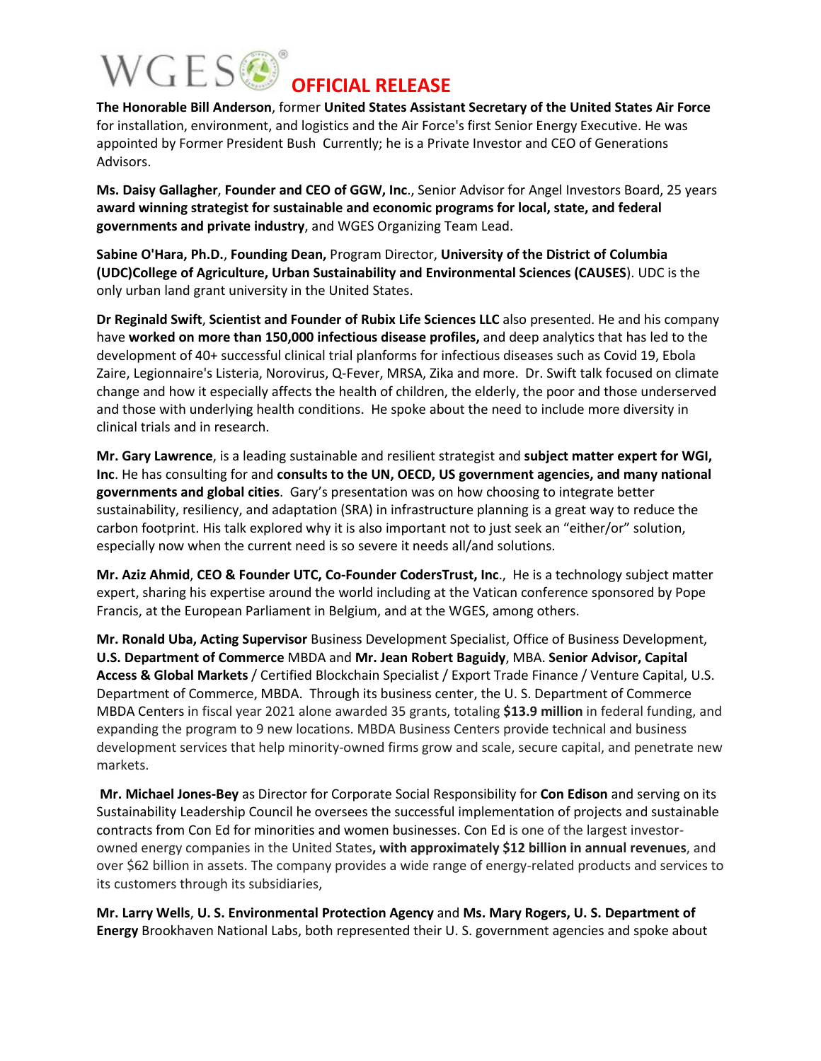# WGES OFFICIAL RELEASE

**The Honorable Bill Anderson**, former **United States Assistant Secretary of the United States Air Force** for installation, environment, and logistics and the Air Force's first Senior Energy Executive. He was appointed by Former President Bush Currently; he is a Private Investor and CEO of Generations Advisors.

**Ms. Daisy Gallagher**, **Founder and CEO of GGW, Inc**., Senior Advisor for Angel Investors Board, 25 years **award winning strategist for sustainable and economic programs for local, state, and federal governments and private industry**, and WGES Organizing Team Lead.

**Sabine O'Hara, Ph.D.**, **Founding Dean,** Program Director, **University of the District of Columbia (UDC)College of Agriculture, Urban Sustainability and Environmental Sciences (CAUSES**). UDC is the only urban land grant university in the United States.

**Dr Reginald Swift**, **Scientist and Founder of Rubix Life Sciences LLC** also presented. He and his company have **worked on more than 150,000 infectious disease profiles,** and deep analytics that has led to the development of 40+ successful clinical trial planforms for infectious diseases such as Covid 19, Ebola Zaire, Legionnaire's Listeria, Norovirus, Q-Fever, MRSA, Zika and more. Dr. Swift talk focused on climate change and how it especially affects the health of children, the elderly, the poor and those underserved and those with underlying health conditions. He spoke about the need to include more diversity in clinical trials and in research.

**Mr. Gary Lawrence**, is a leading sustainable and resilient strategist and **subject matter expert for WGI, Inc**. He has consulting for and **consults to the UN, OECD, US government agencies, and many national governments and global cities**. Gary's presentation was on how choosing to integrate better sustainability, resiliency, and adaptation (SRA) in infrastructure planning is a great way to reduce the carbon footprint. His talk explored why it is also important not to just seek an "either/or" solution, especially now when the current need is so severe it needs all/and solutions.

**Mr. Aziz Ahmid**, **CEO & Founder UTC, Co-Founder CodersTrust, Inc**., He is a technology subject matter expert, sharing his expertise around the world including at the Vatican conference sponsored by Pope Francis, at the European Parliament in Belgium, and at the WGES, among others.

**Mr. Ronald Uba, Acting Supervisor** Business Development Specialist, Office of Business Development, **U.S. Department of Commerce** MBDA and **Mr. Jean Robert Baguidy**, MBA. **Senior Advisor, Capital Access & Global Markets** / Certified Blockchain Specialist / Export Trade Finance / Venture Capital, U.S. Department of Commerce, MBDA. Through its business center, the U. S. Department of Commerce MBDA Centers in fiscal year 2021 alone awarded 35 grants, totaling **$13.9 million** in federal funding, and expanding the program to 9 new locations. MBDA Business Centers provide technical and business development services that help minority-owned firms grow and scale, secure capital, and penetrate new markets.

**Mr. Michael Jones-Bey** as Director for Corporate Social Responsibility for **Con Edison** and serving on its Sustainability Leadership Council he oversees the successful implementation of projects and sustainable contracts from Con Ed for minorities and women businesses. Con Ed is one of the largest investor-owned energy companies in the United States**, with approximately $12 billion in annual revenues**, and over $62 billion in assets. The company provides a wide range of energy-related products and services to its customers through its subsidiaries,

**Mr. Larry Wells**, **U. S. Environmental Protection Agency** and **Ms. Mary Rogers, U. S. Department of Energy** Brookhaven National Labs, both represented their U. S. government agencies and spoke about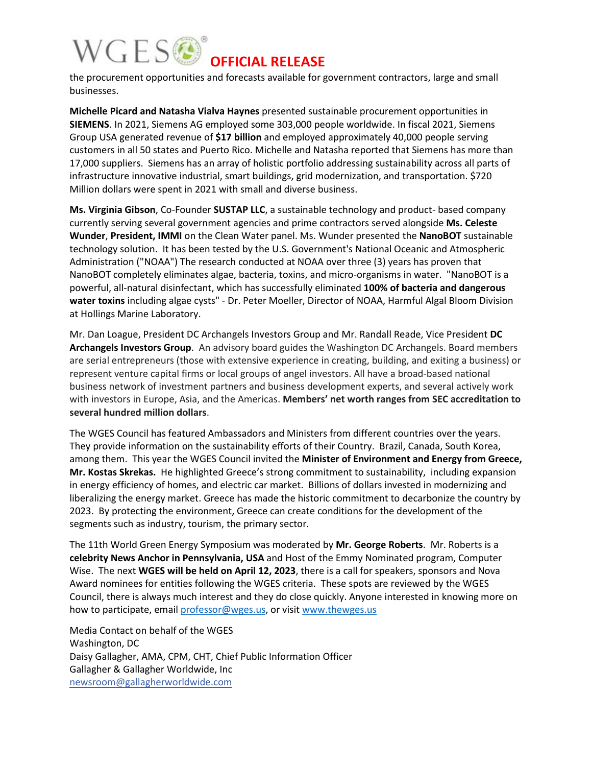the procurement opportunities and forecasts available for government contractors, large and small businesses.

**Michelle Picard and Natasha Vialva Haynes** presented sustainable procurement opportunities in **SIEMENS**. In 2021, Siemens AG employed some 303,000 people worldwide. In fiscal 2021, Siemens Group USA generated revenue of **$17 billion** and employed approximately 40,000 people serving customers in all 50 states and Puerto Rico. Michelle and Natasha reported that Siemens has more than 17,000 suppliers. Siemens has an array of holistic portfolio addressing sustainability across all parts of infrastructure innovative industrial, smart buildings, grid modernization, and transportation. $720 Million dollars were spent in 2021 with small and diverse business.

**Ms. Virginia Gibson**, Co-Founder **SUSTAP LLC**, a sustainable technology and product- based company currently serving several government agencies and prime contractors served alongside **Ms. Celeste Wunder**, **President, IMMI** on the Clean Water panel. Ms. Wunder presented the **NanoBOT** sustainable technology solution. It has been tested by the U.S. Government's National Oceanic and Atmospheric Administration ("NOAA") The research conducted at NOAA over three (3) years has proven that NanoBOT completely eliminates algae, bacteria, toxins, and micro-organisms in water. "NanoBOT is a powerful, all-natural disinfectant, which has successfully eliminated **100% of bacteria and dangerous water toxins** including algae cysts" - Dr. Peter Moeller, Director of NOAA, Harmful Algal Bloom Division at Hollings Marine Laboratory.

Mr. Dan Loague, President DC Archangels Investors Group and Mr. Randall Reade, Vice President **DC Archangels Investors Group**. An advisory board guides the Washington DC Archangels. Board members are serial entrepreneurs (those with extensive experience in creating, building, and exiting a business) or represent venture capital firms or local groups of angel investors. All have a broad-based national business network of investment partners and business development experts, and several actively work with investors in Europe, Asia, and the Americas. **Members' net worth ranges from SEC accreditation to several hundred million dollars**.

The WGES Council has featured Ambassadors and Ministers from different countries over the years. They provide information on the sustainability efforts of their Country. Brazil, Canada, South Korea, among them. This year the WGES Council invited the **Minister of Environment and Energy from Greece, Mr. Kostas Skrekas.** He highlighted Greece's strong commitment to sustainability, including expansion in energy efficiency of homes, and electric car market. Billions of dollars invested in modernizing and liberalizing the energy market. Greece has made the historic commitment to decarbonize the country by 2023. By protecting the environment, Greece can create conditions for the development of the segments such as industry, tourism, the primary sector.

The 11th World Green Energy Symposium was moderated by **Mr. George Roberts**. Mr. Roberts is a **celebrity News Anchor in Pennsylvania, USA** and Host of the Emmy Nominated program, Computer Wise. The next **WGES will be held on April 12, 2023**, there is a call for speakers, sponsors and Nova Award nominees for entities following the WGES criteria. These spots are reviewed by the WGES Council, there is always much interest and they do close quickly. Anyone interested in knowing more on how to participate, email professor@wges.us, or visit www.thewges.us

Media Contact on behalf of the WGES
Washington, DC
Daisy Gallagher, AMA, CPM, CHT, Chief Public Information Officer
Gallagher & Gallagher Worldwide, Inc
newsroom@gallagherworldwide.com